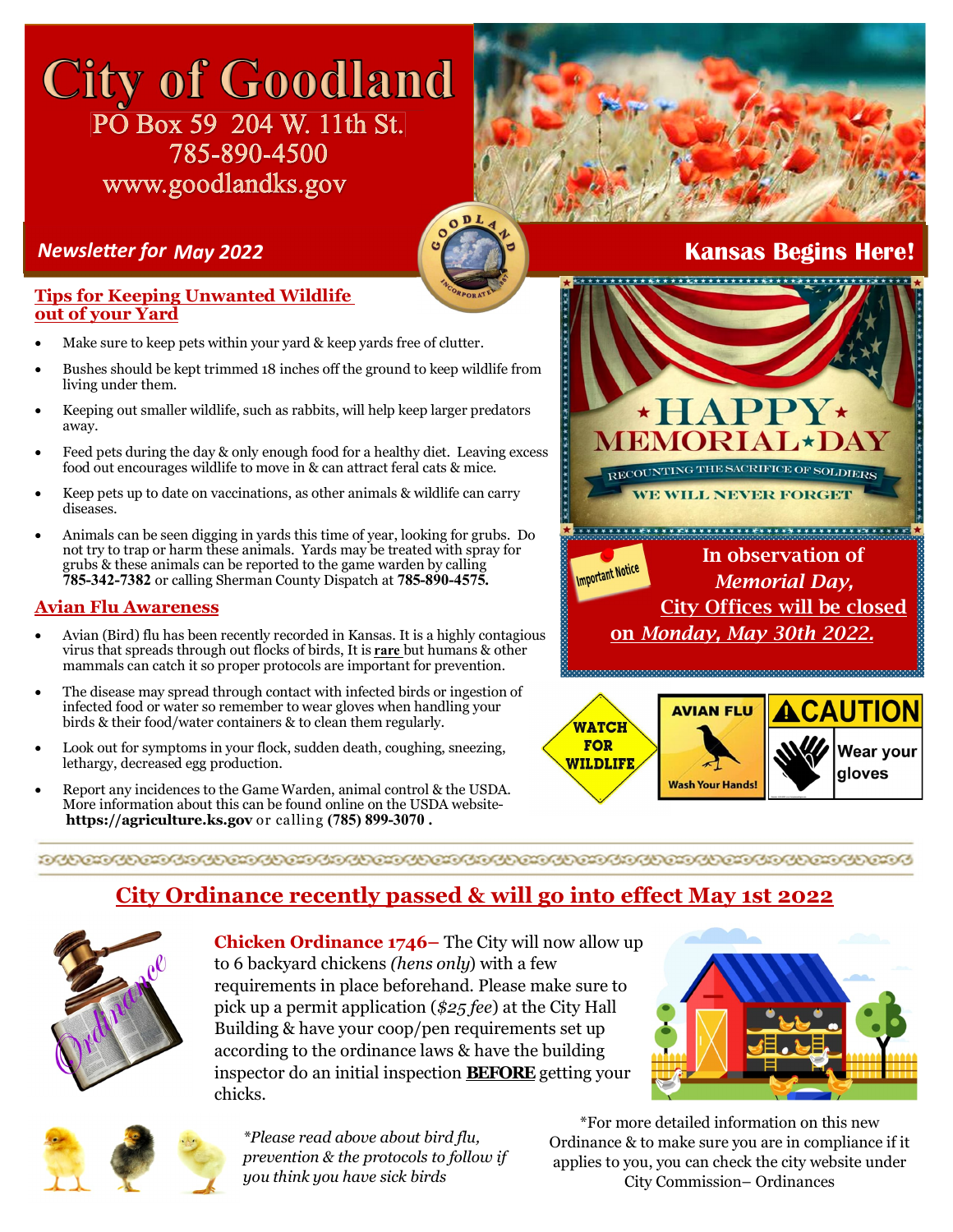# City of Goodland

PO Box 59 204 W. 11th St.
785-890-4500
www.goodlandks.gov

*Newsletter for May 2022*

**Kansas Begins Here!**

## Tips for Keeping Unwanted Wildlife out of your Yard

- Make sure to keep pets within your yard & keep yards free of clutter.
- Bushes should be kept trimmed 18 inches off the ground to keep wildlife from living under them.
- Keeping out smaller wildlife, such as rabbits, will help keep larger predators away.
- Feed pets during the day & only enough food for a healthy diet. Leaving excess food out encourages wildlife to move in & can attract feral cats & mice.
- Keep pets up to date on vaccinations, as other animals & wildlife can carry diseases.
- Animals can be seen digging in yards this time of year, looking for grubs. Do not try to trap or harm these animals. Yards may be treated with spray for grubs & these animals can be reported to the game warden by calling **785-342-7382** or calling Sherman County Dispatch at **785-890-4575.**

## Avian Flu Awareness

- Avian (Bird) flu has been recently recorded in Kansas. It is a highly contagious virus that spreads through out flocks of birds, It is **rare** but humans & other mammals can catch it so proper protocols are important for prevention.
- The disease may spread through contact with infected birds or ingestion of infected food or water so remember to wear gloves when handling your birds & their food/water containers & to clean them regularly.
- Look out for symptoms in your flock, sudden death, coughing, sneezing, lethargy, decreased egg production.
- Report any incidences to the Game Warden, animal control & the USDA. More information about this can be found online on the USDA website- **https://agriculture.ks.gov** or calling **(785) 899-3070 .**

**HAPPY MEMORIAL DAY**
RECOUNTING THE SACRIFICE OF SOLDIERS
WE WILL NEVER FORGET

Important Notice

**In observation of *Memorial Day*, City Offices will be closed on *Monday, May 30th 2022.***

WATCH FOR WILDLIFE | AVIAN FLU – Wash Your Hands! | CAUTION – Wear your gloves

## City Ordinance recently passed & will go into effect May 1st 2022

**Chicken Ordinance 1746–** The City will now allow up to 6 backyard chickens *(hens only)* with a few requirements in place beforehand. Please make sure to pick up a permit application (*$25 fee*) at the City Hall Building & have your coop/pen requirements set up according to the ordinance laws & have the building inspector do an initial inspection **BEFORE** getting your chicks.

*\*Please read above about bird flu, prevention & the protocols to follow if you think you have sick birds*

\*For more detailed information on this new Ordinance & to make sure you are in compliance if it applies to you, you can check the city website under City Commission– Ordinances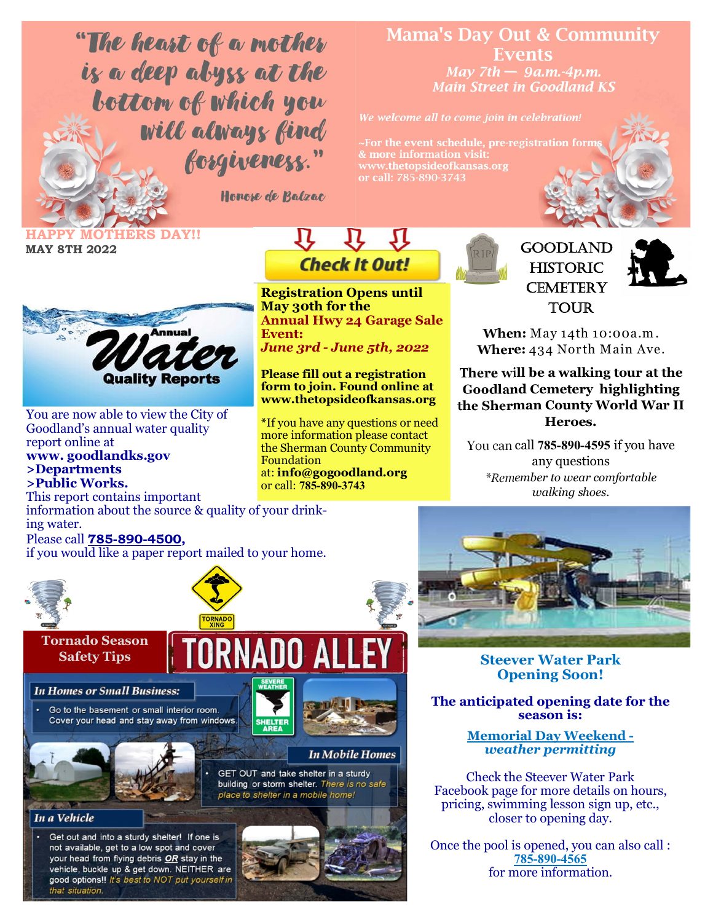"The heart of a mother is a deep abyss at the bottom of which you will always find forgiveness."

Honore de Balzac

## Mama's Day Out & Community Events

*May 7th — 9a.m.-4p.m.*
*Main Street in Goodland KS*

*We welcome all to come join in celebration!*

~For the event schedule, pre-registration forms & more information visit: www.thetopsideofkansas.org or call: 785-890-3743

**HAPPY MOTHERS DAY!!**
**MAY 8TH 2022**

## Annual Water Quality Reports

You are now able to view the City of Goodland's annual water quality report online at **www. goodlandks.gov >Departments >Public Works.** This report contains important information about the source & quality of your drinking water.

Please call **785-890-4500,** if you would like a paper report mailed to your home.

## Check It Out!

**Registration Opens until May 30th for the Annual Hwy 24 Garage Sale Event:**
***June 3rd - June 5th, 2022***

**Please fill out a registration form to join. Found online at www.thetopsideofkansas.org**

*If you have any questions or need more information please contact the Sherman County Community Foundation at: **info@gogoodland.org** or call: **785-890-3743**

## GOODLAND HISTORIC CEMETERY TOUR

**When:** May 14th 10:00a.m.
**Where:** 434 North Main Ave.

**There will be a walking tour at the Goodland Cemetery highlighting the Sherman County World War II Heroes.**

You can call **785-890-4595** if you have any questions

*\*Remember to wear comfortable walking shoes.*

## Tornado Season Safety Tips

TORNADO ALLEY

TORNADO XING

SEVERE WEATHER SHELTER AREA

***In Homes or Small Business:***

- Go to the basement or small interior room. Cover your head and stay away from windows.

***In Mobile Homes***

- GET OUT and take shelter in a sturdy building or storm shelter. *There is no safe place to shelter in a mobile home!*

***In a Vehicle***

- Get out and into a sturdy shelter! If one is not available, get to a low spot and cover your head from flying debris ***OR*** stay in the vehicle, buckle up & get down. NEITHER are good options!! *It's best to NOT put yourself in that situation.*

## Steever Water Park Opening Soon!

**The anticipated opening date for the season is:**

**Memorial Day Weekend -** ***weather permitting***

Check the Steever Water Park Facebook page for more details on hours, pricing, swimming lesson sign up, etc., closer to opening day.

Once the pool is opened, you can also call : **785-890-4565** for more information.